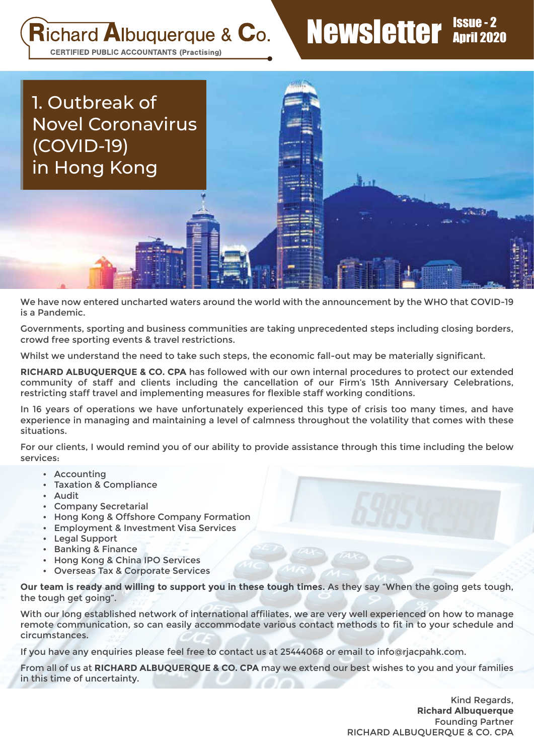# Richard Albuquerque & Co.

CERTIFIED PUBLIC ACCOUNTANTS (Practising)

# Newsletter

Issue - 2
April 2020

## 1. Outbreak of Novel Coronavirus (COVID-19) in Hong Kong

We have now entered uncharted waters around the world with the announcement by the WHO that COVID-19 is a Pandemic.

Governments, sporting and business communities are taking unprecedented steps including closing borders, crowd free sporting events & travel restrictions.

Whilst we understand the need to take such steps, the economic fall-out may be materially significant.

**RICHARD ALBUQUERQUE & CO. CPA** has followed with our own internal procedures to protect our extended community of staff and clients including the cancellation of our Firm's 15th Anniversary Celebrations, restricting staff travel and implementing measures for flexible staff working conditions.

In 16 years of operations we have unfortunately experienced this type of crisis too many times, and have experience in managing and maintaining a level of calmness throughout the volatility that comes with these situations.

For our clients, I would remind you of our ability to provide assistance through this time including the below services:

- Accounting
- Taxation & Compliance
- Audit
- Company Secretarial
- Hong Kong & Offshore Company Formation
- Employment & Investment Visa Services
- Legal Support
- Banking & Finance
- Hong Kong & China IPO Services
- Overseas Tax & Corporate Services

**Our team is ready and willing to support you in these tough times.** As they say "When the going gets tough, the tough get going".

With our long established network of international affiliates, we are very well experienced on how to manage remote communication, so can easily accommodate various contact methods to fit in to your schedule and circumstances.

If you have any enquiries please feel free to contact us at 25444068 or email to info@rjacpahk.com.

From all of us at **RICHARD ALBUQUERQUE & CO. CPA** may we extend our best wishes to you and your families in this time of uncertainty.

Kind Regards,
**Richard Albuquerque**
Founding Partner
RICHARD ALBUQUERQUE & CO. CPA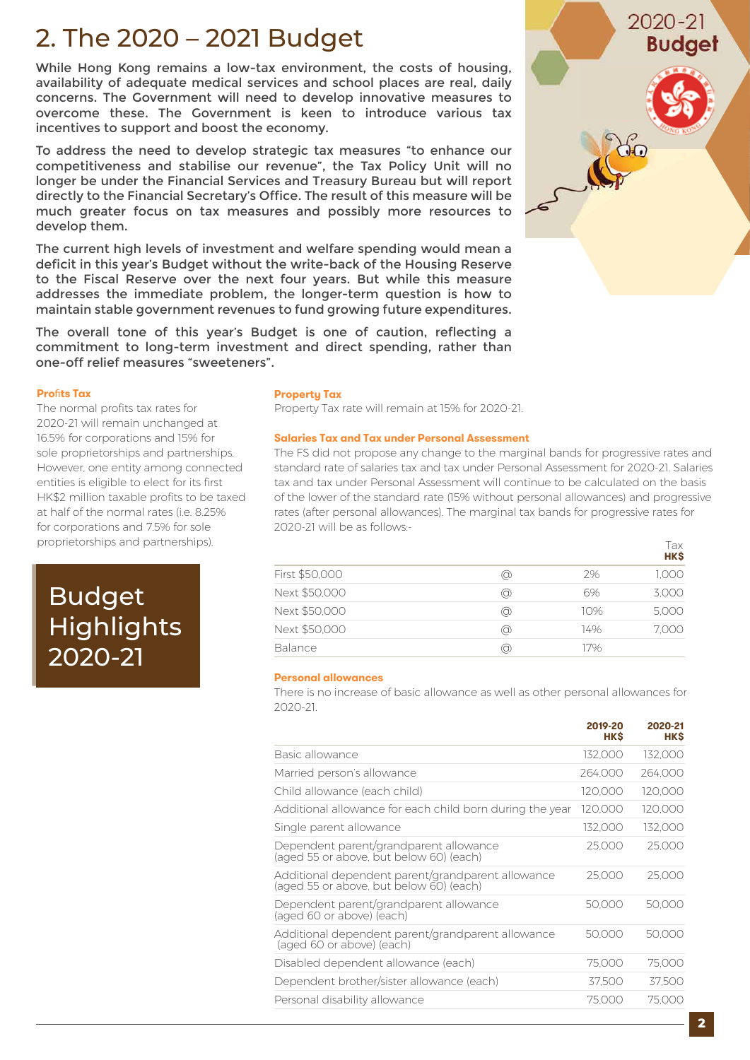# 2. The 2020 – 2021 Budget

While Hong Kong remains a low-tax environment, the costs of housing, availability of adequate medical services and school places are real, daily concerns. The Government will need to develop innovative measures to overcome these. The Government is keen to introduce various tax incentives to support and boost the economy.

To address the need to develop strategic tax measures "to enhance our competitiveness and stabilise our revenue", the Tax Policy Unit will no longer be under the Financial Services and Treasury Bureau but will report directly to the Financial Secretary's Office. The result of this measure will be much greater focus on tax measures and possibly more resources to develop them.

The current high levels of investment and welfare spending would mean a deficit in this year's Budget without the write-back of the Housing Reserve to the Fiscal Reserve over the next four years. But while this measure addresses the immediate problem, the longer-term question is how to maintain stable government revenues to fund growing future expenditures.

The overall tone of this year's Budget is one of caution, reflecting a commitment to long-term investment and direct spending, rather than one-off relief measures "sweeteners".

**Profits Tax**

The normal profits tax rates for 2020-21 will remain unchanged at 16.5% for corporations and 15% for sole proprietorships and partnerships. However, one entity among connected entities is eligible to elect for its first HK$2 million taxable profits to be taxed at half of the normal rates (i.e. 8.25% for corporations and 7.5% for sole proprietorships and partnerships).

**Budget Highlights 2020-21**

**Property Tax**

Property Tax rate will remain at 15% for 2020-21.

**Salaries Tax and Tax under Personal Assessment**

The FS did not propose any change to the marginal bands for progressive rates and standard rate of salaries tax and tax under Personal Assessment for 2020-21. Salaries tax and tax under Personal Assessment will continue to be calculated on the basis of the lower of the standard rate (15% without personal allowances) and progressive rates (after personal allowances). The marginal tax bands for progressive rates for 2020-21 will be as follows:-

| | | | Tax HK$ |
|---|---|---|---|
| First $50,000 | @ | 2% | 1,000 |
| Next $50,000 | @ | 6% | 3,000 |
| Next $50,000 | @ | 10% | 5,000 |
| Next $50,000 | @ | 14% | 7,000 |
| Balance | @ | 17% | |

**Personal allowances**

There is no increase of basic allowance as well as other personal allowances for 2020-21.

| | 2019-20 HK$ | 2020-21 HK$ |
|---|---|---|
| Basic allowance | 132,000 | 132,000 |
| Married person's allowance | 264,000 | 264,000 |
| Child allowance (each child) | 120,000 | 120,000 |
| Additional allowance for each child born during the year | 120,000 | 120,000 |
| Single parent allowance | 132,000 | 132,000 |
| Dependent parent/grandparent allowance (aged 55 or above, but below 60) (each) | 25,000 | 25,000 |
| Additional dependent parent/grandparent allowance (aged 55 or above, but below 60) (each) | 25,000 | 25,000 |
| Dependent parent/grandparent allowance (aged 60 or above) (each) | 50,000 | 50,000 |
| Additional dependent parent/grandparent allowance (aged 60 or above) (each) | 50,000 | 50,000 |
| Disabled dependent allowance (each) | 75,000 | 75,000 |
| Dependent brother/sister allowance (each) | 37,500 | 37,500 |
| Personal disability allowance | 75,000 | 75,000 |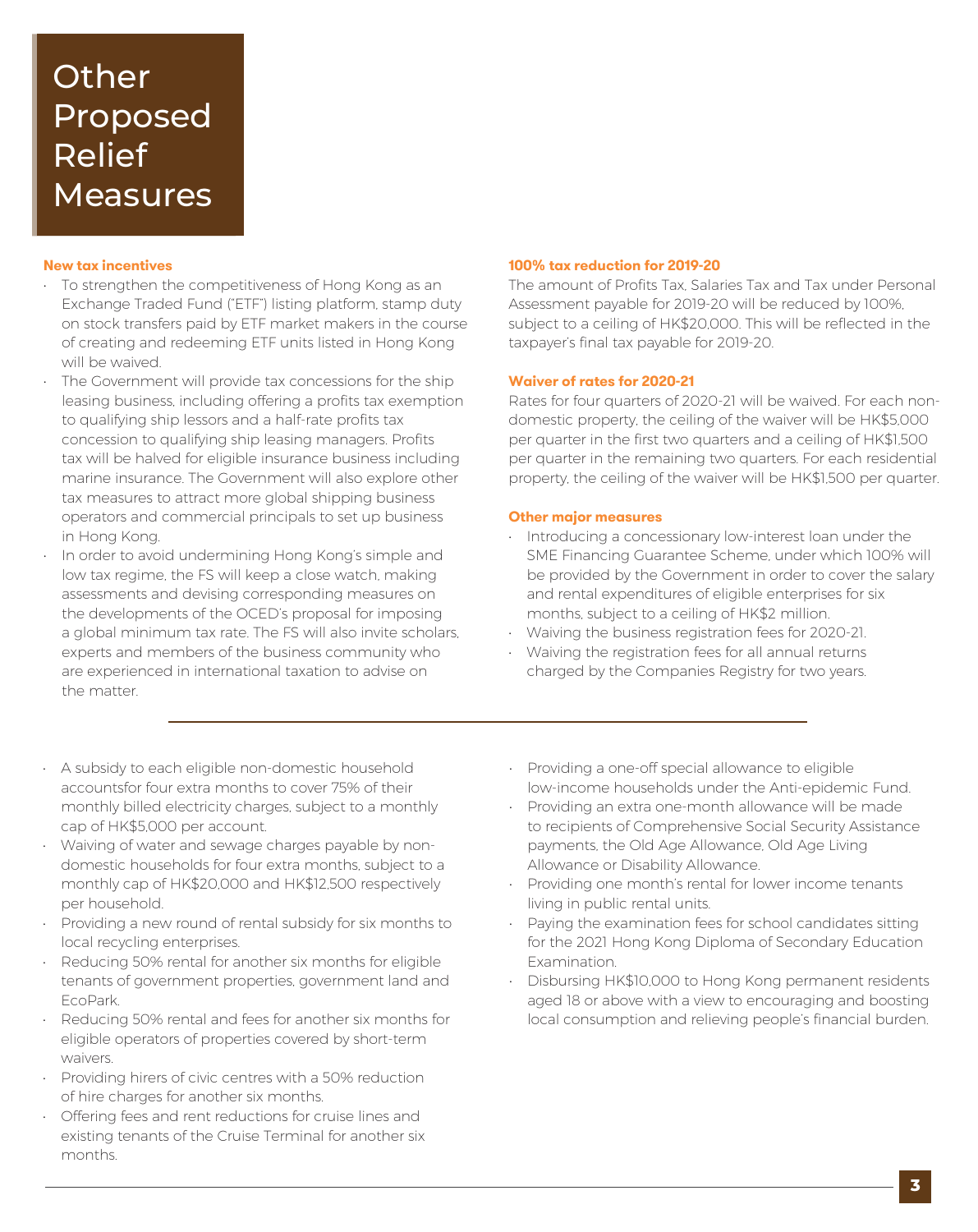# Other Proposed Relief Measures

**New tax incentives**

- To strengthen the competitiveness of Hong Kong as an Exchange Traded Fund ("ETF") listing platform, stamp duty on stock transfers paid by ETF market makers in the course of creating and redeeming ETF units listed in Hong Kong will be waived.
- The Government will provide tax concessions for the ship leasing business, including offering a profits tax exemption to qualifying ship lessors and a half-rate profits tax concession to qualifying ship leasing managers. Profits tax will be halved for eligible insurance business including marine insurance. The Government will also explore other tax measures to attract more global shipping business operators and commercial principals to set up business in Hong Kong.
- In order to avoid undermining Hong Kong's simple and low tax regime, the FS will keep a close watch, making assessments and devising corresponding measures on the developments of the OCED's proposal for imposing a global minimum tax rate. The FS will also invite scholars, experts and members of the business community who are experienced in international taxation to advise on the matter.

**100% tax reduction for 2019-20**

The amount of Profits Tax, Salaries Tax and Tax under Personal Assessment payable for 2019-20 will be reduced by 100%, subject to a ceiling of HK$20,000. This will be reflected in the taxpayer's final tax payable for 2019-20.

**Waiver of rates for 2020-21**

Rates for four quarters of 2020-21 will be waived. For each non-domestic property, the ceiling of the waiver will be HK$5,000 per quarter in the first two quarters and a ceiling of HK$1,500 per quarter in the remaining two quarters. For each residential property, the ceiling of the waiver will be HK$1,500 per quarter.

**Other major measures**

- Introducing a concessionary low-interest loan under the SME Financing Guarantee Scheme, under which 100% will be provided by the Government in order to cover the salary and rental expenditures of eligible enterprises for six months, subject to a ceiling of HK$2 million.
- Waiving the business registration fees for 2020-21.
- Waiving the registration fees for all annual returns charged by the Companies Registry for two years.
- A subsidy to each eligible non-domestic household accountsfor four extra months to cover 75% of their monthly billed electricity charges, subject to a monthly cap of HK$5,000 per account.
- Waiving of water and sewage charges payable by non-domestic households for four extra months, subject to a monthly cap of HK$20,000 and HK$12,500 respectively per household.
- Providing a new round of rental subsidy for six months to local recycling enterprises.
- Reducing 50% rental for another six months for eligible tenants of government properties, government land and EcoPark.
- Reducing 50% rental and fees for another six months for eligible operators of properties covered by short-term waivers.
- Providing hirers of civic centres with a 50% reduction of hire charges for another six months.
- Offering fees and rent reductions for cruise lines and existing tenants of the Cruise Terminal for another six months.
- Providing a one-off special allowance to eligible low-income households under the Anti-epidemic Fund.
- Providing an extra one-month allowance will be made to recipients of Comprehensive Social Security Assistance payments, the Old Age Allowance, Old Age Living Allowance or Disability Allowance.
- Providing one month's rental for lower income tenants living in public rental units.
- Paying the examination fees for school candidates sitting for the 2021 Hong Kong Diploma of Secondary Education Examination.
- Disbursing HK$10,000 to Hong Kong permanent residents aged 18 or above with a view to encouraging and boosting local consumption and relieving people's financial burden.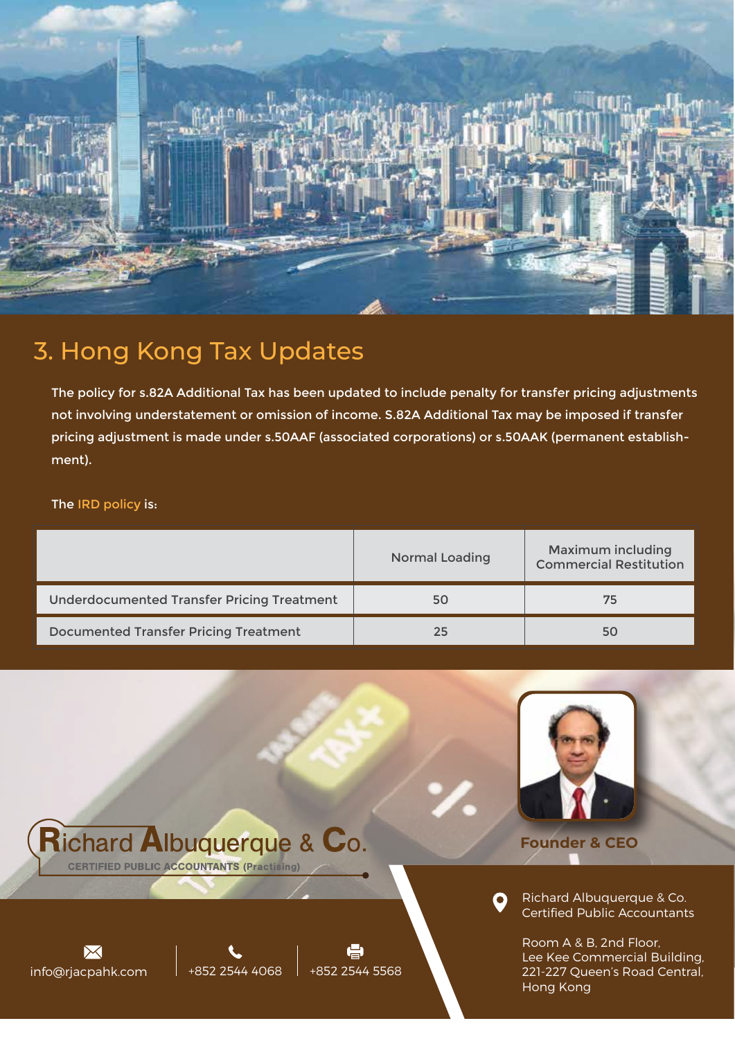## 3. Hong Kong Tax Updates

The policy for s.82A Additional Tax has been updated to include penalty for transfer pricing adjustments not involving understatement or omission of income. S.82A Additional Tax may be imposed if transfer pricing adjustment is made under s.50AAF (associated corporations) or s.50AAK (permanent establishment).

The IRD policy is:

| | Normal Loading | Maximum including Commercial Restitution |
|---|---|---|
| Underdocumented Transfer Pricing Treatment | 50 | 75 |
| Documented Transfer Pricing Treatment | 25 | 50 |

**Richard Albuquerque & Co.**
CERTIFIED PUBLIC ACCOUNTANTS (Practising)

**Founder & CEO**

info@rjacpahk.com

+852 2544 4068

+852 2544 5568

Richard Albuquerque & Co.
Certified Public Accountants

Room A & B, 2nd Floor,
Lee Kee Commercial Building,
221-227 Queen's Road Central,
Hong Kong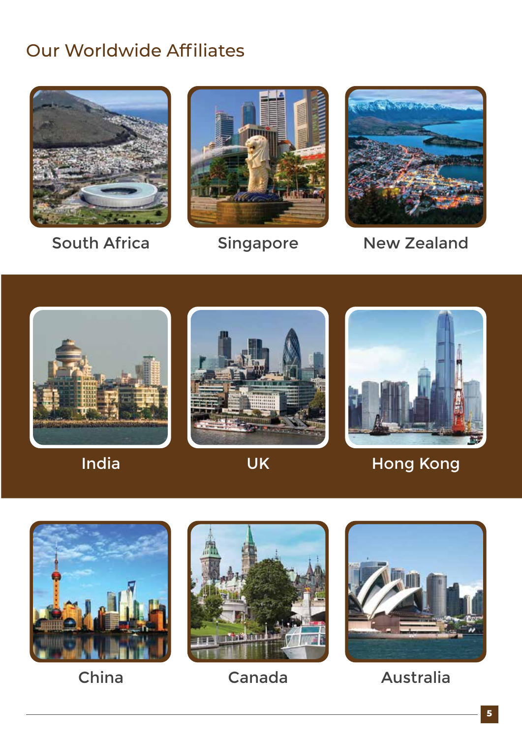## Our Worldwide Affiliates

South Africa

Singapore

New Zealand

India

UK

Hong Kong

China

Canada

Australia